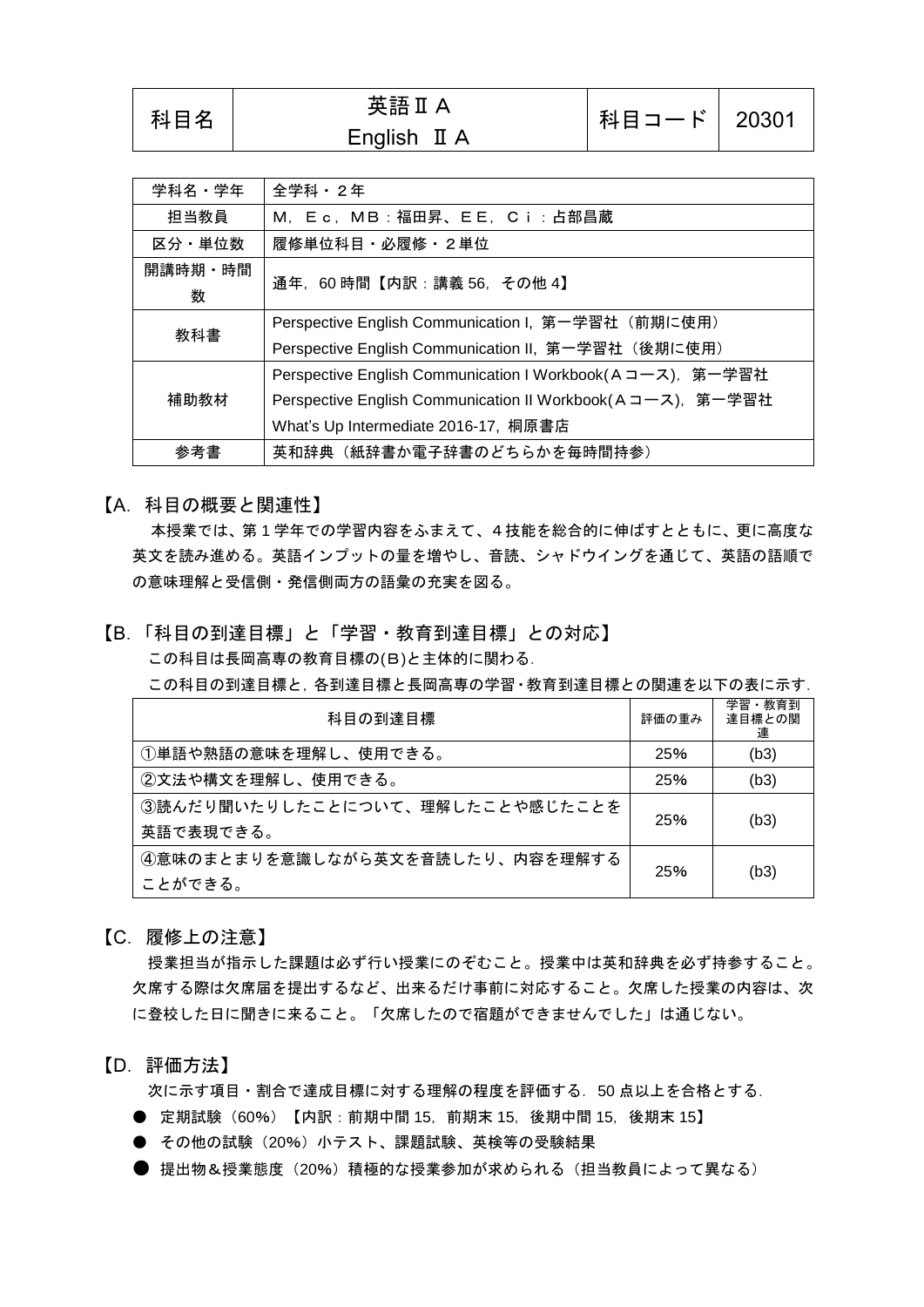| 科目名 | 英語ⅡA<br>English ⅡA | 科目コード | 20301 |
|---|---|---|---|

| 学科名・学年 | 全学科・２年 |
|---|---|
| 担当教員 | M，Ｅｃ，ＭＢ：福田昇、ＥＥ，Ｃｉ：占部昌蔵 |
| 区分・単位数 | 履修単位科目・必履修・２単位 |
| 開講時期・時間数 | 通年，60 時間【内訳：講義 56，その他 4】 |
| 教科書 | Perspective English Communication I，第一学習社（前期に使用）<br>Perspective English Communication II，第一学習社（後期に使用） |
| 補助教材 | Perspective English Communication I Workbook(Ａコース)，第一学習社<br>Perspective English Communication II Workbook(Ａコース)，第一学習社<br>What's Up Intermediate 2016-17，桐原書店 |
| 参考書 | 英和辞典（紙辞書か電子辞書のどちらかを毎時間持参） |

## 【A．科目の概要と関連性】

本授業では、第１学年での学習内容をふまえて、４技能を総合的に伸ばすとともに、更に高度な英文を読み進める。英語インプットの量を増やし、音読、シャドウイングを通じて、英語の語順での意味理解と受信側・発信側両方の語彙の充実を図る。

## 【B．「科目の到達目標」と「学習・教育到達目標」との対応】

この科目は長岡高専の教育目標の(B)と主体的に関わる．

この科目の到達目標と，各到達目標と長岡高専の学習・教育到達目標との関連を以下の表に示す．

| 科目の到達目標 | 評価の重み | 学習・教育到達目標との関連 |
|---|---|---|
| ①単語や熟語の意味を理解し、使用できる。 | 25% | (b3) |
| ②文法や構文を理解し、使用できる。 | 25% | (b3) |
| ③読んだり聞いたりしたことについて、理解したことや感じたことを英語で表現できる。 | 25% | (b3) |
| ④意味のまとまりを意識しながら英文を音読したり、内容を理解することができる。 | 25% | (b3) |

## 【C．履修上の注意】

授業担当が指示した課題は必ず行い授業にのぞむこと。授業中は英和辞典を必ず持参すること。欠席する際は欠席届を提出するなど、出来るだけ事前に対応すること。欠席した授業の内容は、次に登校した日に聞きに来ること。「欠席したので宿題ができませんでした」は通じない。

## 【D．評価方法】

次に示す項目・割合で達成目標に対する理解の程度を評価する．50 点以上を合格とする．

- 定期試験（60%）【内訳：前期中間 15，前期末 15，後期中間 15，後期末 15】
- その他の試験（20%）小テスト、課題試験、英検等の受験結果
- 提出物＆授業態度（20%）積極的な授業参加が求められる（担当教員によって異なる）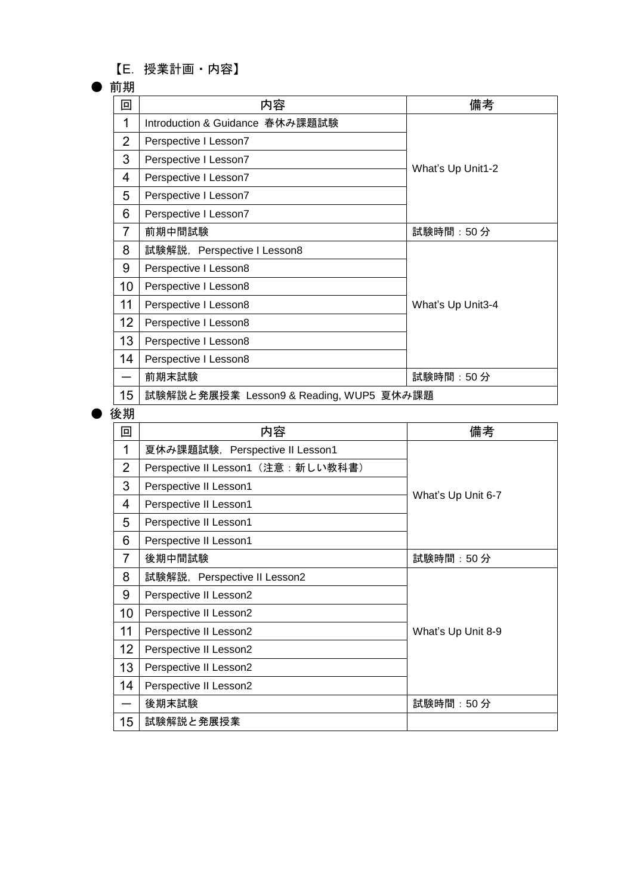【E．授業計画・内容】

● 前期

| 回 | 内容 | 備考 |
|---|---|---|
| 1 | Introduction & Guidance 春休み課題試験 | What’s Up Unit1-2 |
| 2 | Perspective I Lesson7 | |
| 3 | Perspective I Lesson7 | |
| 4 | Perspective I Lesson7 | |
| 5 | Perspective I Lesson7 | |
| 6 | Perspective I Lesson7 | |
| 7 | 前期中間試験 | 試験時間：50 分 |
| 8 | 試験解説，Perspective I Lesson8 | What’s Up Unit3-4 |
| 9 | Perspective I Lesson8 | |
| 10 | Perspective I Lesson8 | |
| 11 | Perspective I Lesson8 | |
| 12 | Perspective I Lesson8 | |
| 13 | Perspective I Lesson8 | |
| 14 | Perspective I Lesson8 | |
| ー | 前期末試験 | 試験時間：50 分 |
| 15 | 試験解説と発展授業 Lesson9 & Reading, WUP5 夏休み課題 | |

● 後期

| 回 | 内容 | 備考 |
|---|---|---|
| 1 | 夏休み課題試験，Perspective II Lesson1 | What’s Up Unit 6-7 |
| 2 | Perspective II Lesson1（注意：新しい教科書） | |
| 3 | Perspective II Lesson1 | |
| 4 | Perspective II Lesson1 | |
| 5 | Perspective II Lesson1 | |
| 6 | Perspective II Lesson1 | |
| 7 | 後期中間試験 | 試験時間：50 分 |
| 8 | 試験解説，Perspective II Lesson2 | What’s Up Unit 8-9 |
| 9 | Perspective II Lesson2 | |
| 10 | Perspective II Lesson2 | |
| 11 | Perspective II Lesson2 | |
| 12 | Perspective II Lesson2 | |
| 13 | Perspective II Lesson2 | |
| 14 | Perspective II Lesson2 | |
| ー | 後期末試験 | 試験時間：50 分 |
| 15 | 試験解説と発展授業 | |